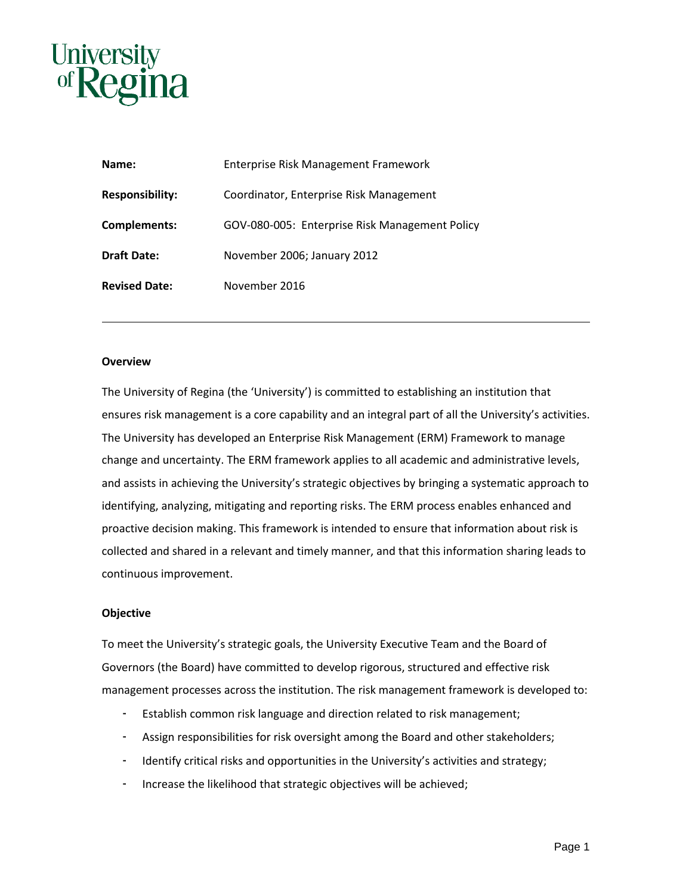University of Regina

| | |
|---|---|
| **Name:** | Enterprise Risk Management Framework |
| **Responsibility:** | Coordinator, Enterprise Risk Management |
| **Complements:** | GOV-080-005: Enterprise Risk Management Policy |
| **Draft Date:** | November 2006; January 2012 |
| **Revised Date:** | November 2016 |

---

**Overview**

The University of Regina (the 'University') is committed to establishing an institution that ensures risk management is a core capability and an integral part of all the University's activities. The University has developed an Enterprise Risk Management (ERM) Framework to manage change and uncertainty. The ERM framework applies to all academic and administrative levels, and assists in achieving the University's strategic objectives by bringing a systematic approach to identifying, analyzing, mitigating and reporting risks. The ERM process enables enhanced and proactive decision making. This framework is intended to ensure that information about risk is collected and shared in a relevant and timely manner, and that this information sharing leads to continuous improvement.

**Objective**

To meet the University's strategic goals, the University Executive Team and the Board of Governors (the Board) have committed to develop rigorous, structured and effective risk management processes across the institution. The risk management framework is developed to:

- Establish common risk language and direction related to risk management;
- Assign responsibilities for risk oversight among the Board and other stakeholders;
- Identify critical risks and opportunities in the University's activities and strategy;
- Increase the likelihood that strategic objectives will be achieved;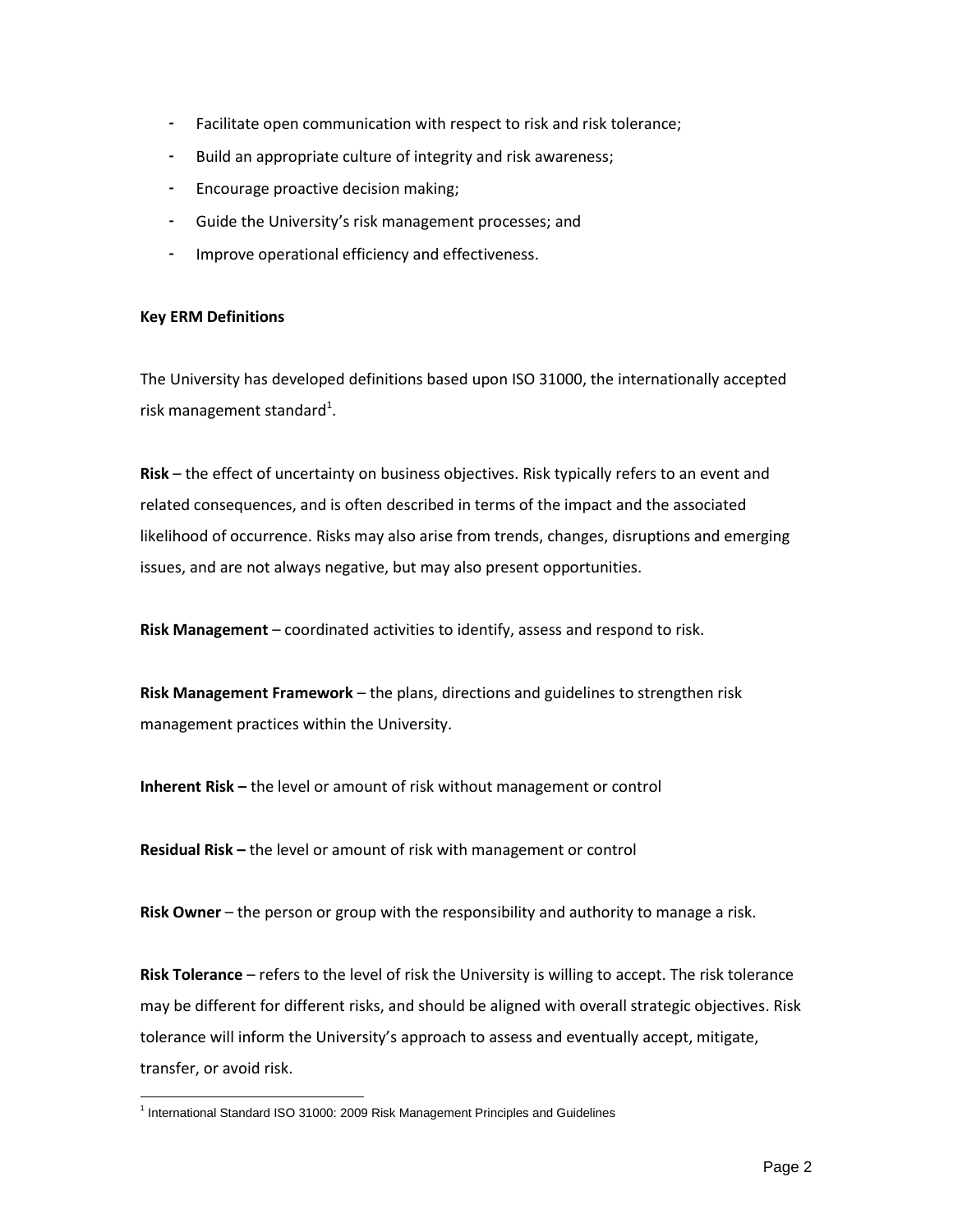- Facilitate open communication with respect to risk and risk tolerance;
- Build an appropriate culture of integrity and risk awareness;
- Encourage proactive decision making;
- Guide the University's risk management processes; and
- Improve operational efficiency and effectiveness.

**Key ERM Definitions**

The University has developed definitions based upon ISO 31000, the internationally accepted risk management standard[1].

**Risk** – the effect of uncertainty on business objectives. Risk typically refers to an event and related consequences, and is often described in terms of the impact and the associated likelihood of occurrence. Risks may also arise from trends, changes, disruptions and emerging issues, and are not always negative, but may also present opportunities.

**Risk Management** – coordinated activities to identify, assess and respond to risk.

**Risk Management Framework** – the plans, directions and guidelines to strengthen risk management practices within the University.

**Inherent Risk –** the level or amount of risk without management or control

**Residual Risk –** the level or amount of risk with management or control

**Risk Owner** – the person or group with the responsibility and authority to manage a risk.

**Risk Tolerance** – refers to the level of risk the University is willing to accept. The risk tolerance may be different for different risks, and should be aligned with overall strategic objectives. Risk tolerance will inform the University's approach to assess and eventually accept, mitigate, transfer, or avoid risk.

---

[1] International Standard ISO 31000: 2009 Risk Management Principles and Guidelines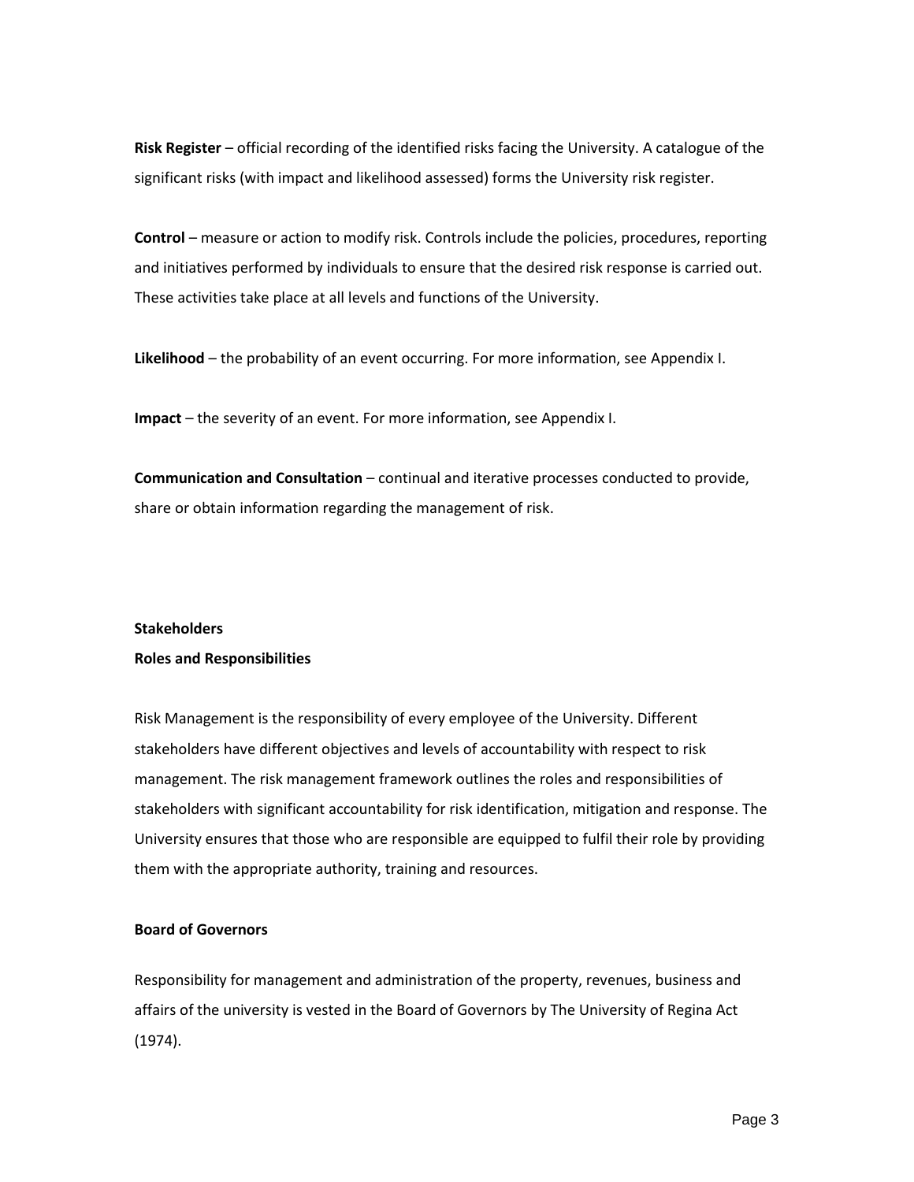**Risk Register** – official recording of the identified risks facing the University. A catalogue of the significant risks (with impact and likelihood assessed) forms the University risk register.

**Control** – measure or action to modify risk. Controls include the policies, procedures, reporting and initiatives performed by individuals to ensure that the desired risk response is carried out. These activities take place at all levels and functions of the University.

**Likelihood** – the probability of an event occurring. For more information, see Appendix I.

**Impact** – the severity of an event. For more information, see Appendix I.

**Communication and Consultation** – continual and iterative processes conducted to provide, share or obtain information regarding the management of risk.

## Stakeholders

### Roles and Responsibilities

Risk Management is the responsibility of every employee of the University. Different stakeholders have different objectives and levels of accountability with respect to risk management. The risk management framework outlines the roles and responsibilities of stakeholders with significant accountability for risk identification, mitigation and response. The University ensures that those who are responsible are equipped to fulfil their role by providing them with the appropriate authority, training and resources.

### Board of Governors

Responsibility for management and administration of the property, revenues, business and affairs of the university is vested in the Board of Governors by The University of Regina Act (1974).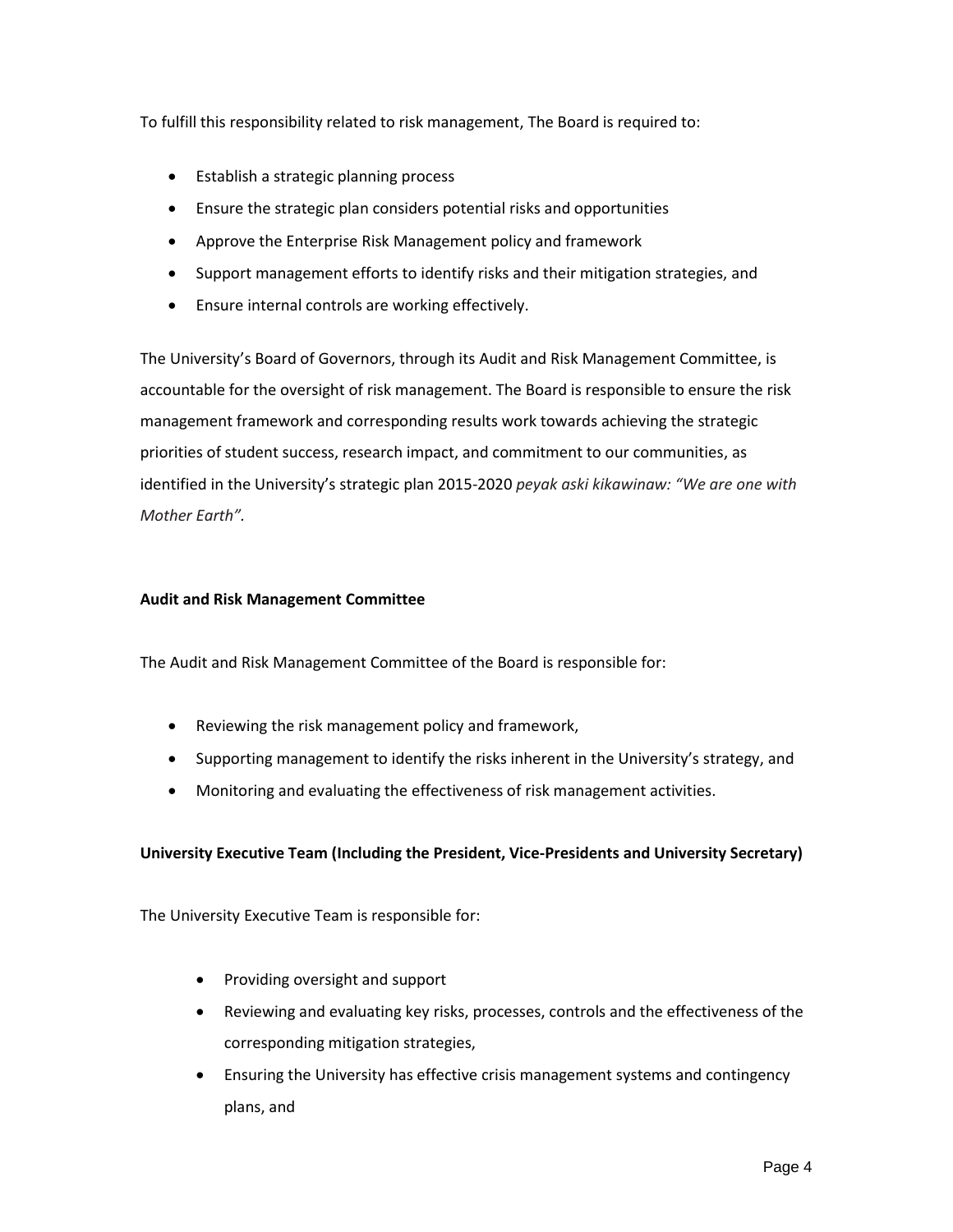To fulfill this responsibility related to risk management, The Board is required to:

- Establish a strategic planning process
- Ensure the strategic plan considers potential risks and opportunities
- Approve the Enterprise Risk Management policy and framework
- Support management efforts to identify risks and their mitigation strategies, and
- Ensure internal controls are working effectively.

The University's Board of Governors, through its Audit and Risk Management Committee, is accountable for the oversight of risk management. The Board is responsible to ensure the risk management framework and corresponding results work towards achieving the strategic priorities of student success, research impact, and commitment to our communities, as identified in the University's strategic plan 2015-2020 *peyak aski kikawinaw: "We are one with Mother Earth"*.

**Audit and Risk Management Committee**

The Audit and Risk Management Committee of the Board is responsible for:

- Reviewing the risk management policy and framework,
- Supporting management to identify the risks inherent in the University's strategy, and
- Monitoring and evaluating the effectiveness of risk management activities.

**University Executive Team (Including the President, Vice-Presidents and University Secretary)**

The University Executive Team is responsible for:

- Providing oversight and support
- Reviewing and evaluating key risks, processes, controls and the effectiveness of the corresponding mitigation strategies,
- Ensuring the University has effective crisis management systems and contingency plans, and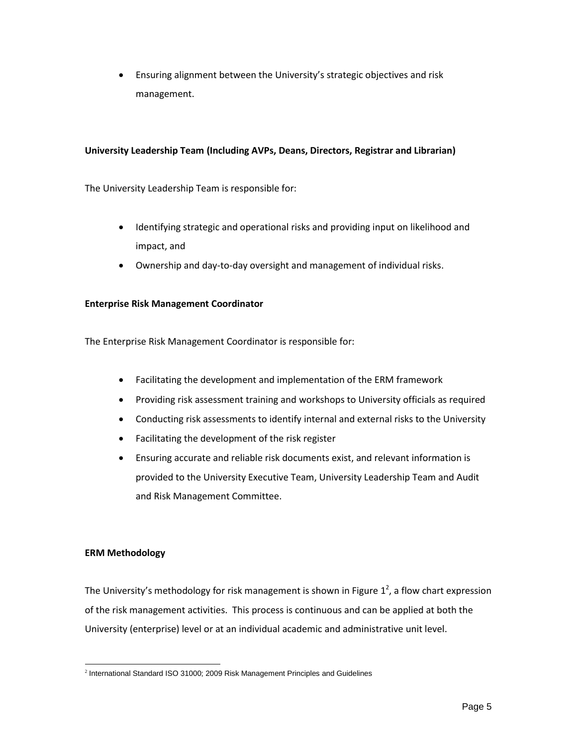- Ensuring alignment between the University's strategic objectives and risk management.

**University Leadership Team (Including AVPs, Deans, Directors, Registrar and Librarian)**

The University Leadership Team is responsible for:

- Identifying strategic and operational risks and providing input on likelihood and impact, and
- Ownership and day-to-day oversight and management of individual risks.

**Enterprise Risk Management Coordinator**

The Enterprise Risk Management Coordinator is responsible for:

- Facilitating the development and implementation of the ERM framework
- Providing risk assessment training and workshops to University officials as required
- Conducting risk assessments to identify internal and external risks to the University
- Facilitating the development of the risk register
- Ensuring accurate and reliable risk documents exist, and relevant information is provided to the University Executive Team, University Leadership Team and Audit and Risk Management Committee.

**ERM Methodology**

The University's methodology for risk management is shown in Figure 1[2], a flow chart expression of the risk management activities. This process is continuous and can be applied at both the University (enterprise) level or at an individual academic and administrative unit level.

[2] International Standard ISO 31000; 2009 Risk Management Principles and Guidelines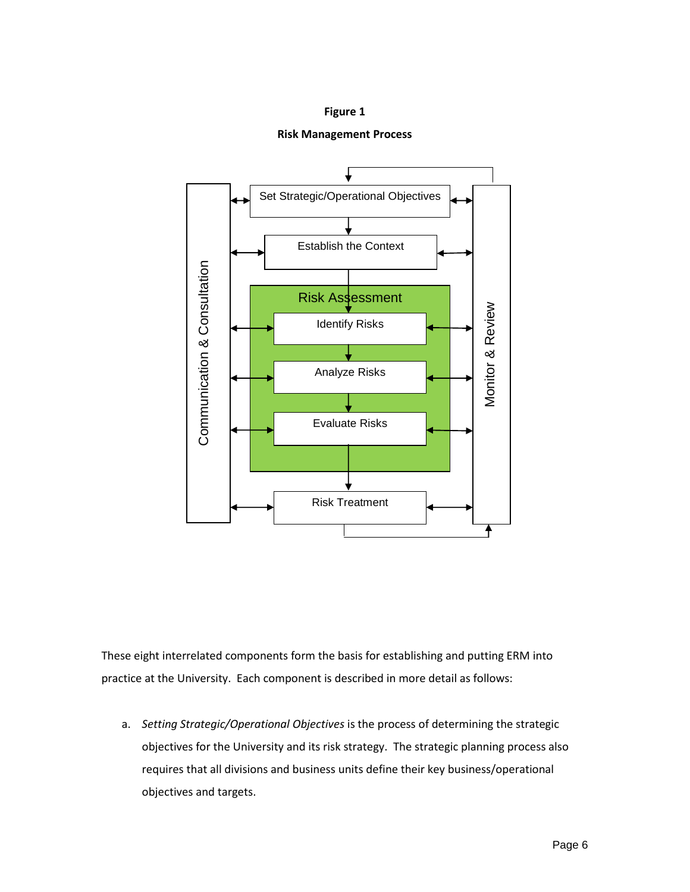**Figure 1**

**Risk Management Process**

Communication & Consultation

Set Strategic/Operational Objectives

Establish the Context

Risk Assessment

Identify Risks

Analyze Risks

Evaluate Risks

Risk Treatment

Monitor & Review

These eight interrelated components form the basis for establishing and putting ERM into practice at the University. Each component is described in more detail as follows:

a. *Setting Strategic/Operational Objectives* is the process of determining the strategic objectives for the University and its risk strategy. The strategic planning process also requires that all divisions and business units define their key business/operational objectives and targets.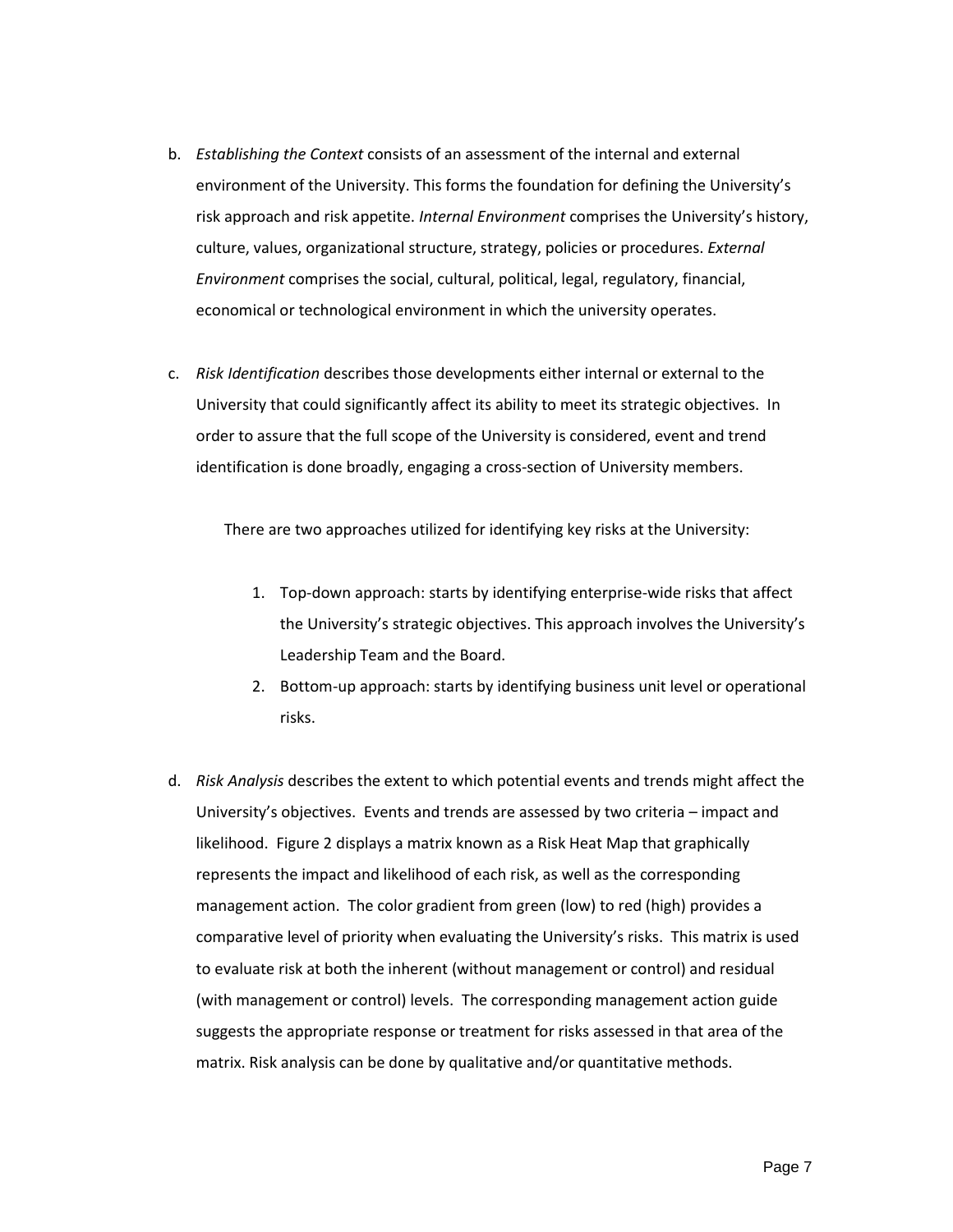b. *Establishing the Context* consists of an assessment of the internal and external environment of the University. This forms the foundation for defining the University's risk approach and risk appetite. *Internal Environment* comprises the University's history, culture, values, organizational structure, strategy, policies or procedures. *External Environment* comprises the social, cultural, political, legal, regulatory, financial, economical or technological environment in which the university operates.

c. *Risk Identification* describes those developments either internal or external to the University that could significantly affect its ability to meet its strategic objectives. In order to assure that the full scope of the University is considered, event and trend identification is done broadly, engaging a cross-section of University members.

   There are two approaches utilized for identifying key risks at the University:

   1. Top-down approach: starts by identifying enterprise-wide risks that affect the University's strategic objectives. This approach involves the University's Leadership Team and the Board.
   2. Bottom-up approach: starts by identifying business unit level or operational risks.

d. *Risk Analysis* describes the extent to which potential events and trends might affect the University's objectives. Events and trends are assessed by two criteria – impact and likelihood. Figure 2 displays a matrix known as a Risk Heat Map that graphically represents the impact and likelihood of each risk, as well as the corresponding management action. The color gradient from green (low) to red (high) provides a comparative level of priority when evaluating the University's risks. This matrix is used to evaluate risk at both the inherent (without management or control) and residual (with management or control) levels. The corresponding management action guide suggests the appropriate response or treatment for risks assessed in that area of the matrix. Risk analysis can be done by qualitative and/or quantitative methods.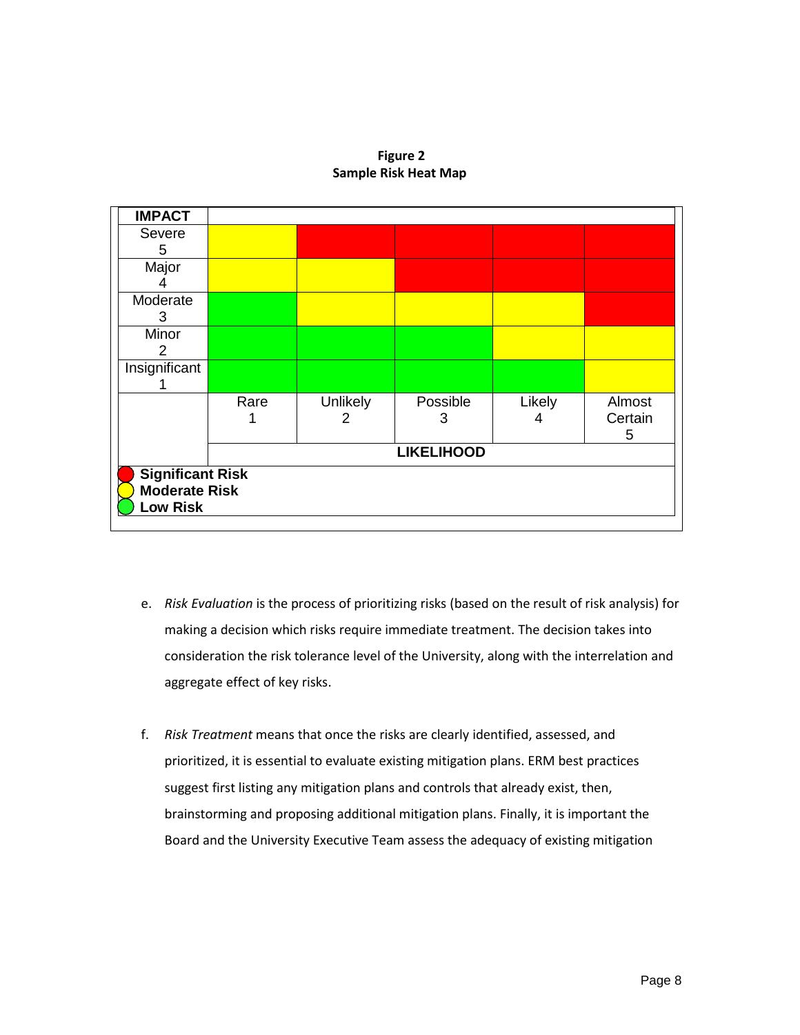**Figure 2**
**Sample Risk Heat Map**

| **IMPACT** | | | | | |
|---|---|---|---|---|---|
| Severe 5 | Yellow | Red | Red | Red | Red |
| Major 4 | Yellow | Yellow | Red | Red | Red |
| Moderate 3 | Green | Yellow | Yellow | Yellow | Red |
| Minor 2 | Green | Green | Green | Yellow | Yellow |
| Insignificant 1 | Green | Green | Green | Green | Yellow |
| | Rare 1 | Unlikely 2 | Possible 3 | Likely 4 | Almost Certain 5 |
| | **LIKELIHOOD** | | | | |

Red: **Significant Risk**
Yellow: **Moderate Risk**
Green: **Low Risk**

e. *Risk Evaluation* is the process of prioritizing risks (based on the result of risk analysis) for making a decision which risks require immediate treatment. The decision takes into consideration the risk tolerance level of the University, along with the interrelation and aggregate effect of key risks.

f. *Risk Treatment* means that once the risks are clearly identified, assessed, and prioritized, it is essential to evaluate existing mitigation plans. ERM best practices suggest first listing any mitigation plans and controls that already exist, then, brainstorming and proposing additional mitigation plans. Finally, it is important the Board and the University Executive Team assess the adequacy of existing mitigation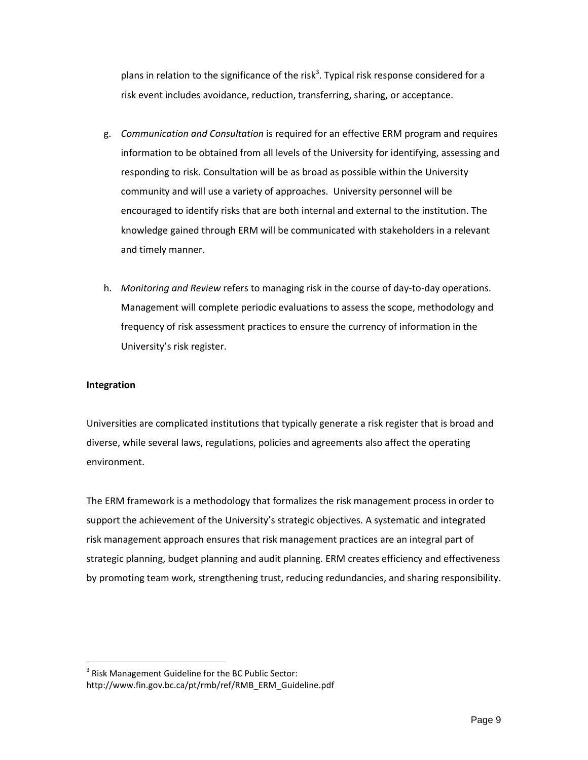plans in relation to the significance of the risk[3]. Typical risk response considered for a risk event includes avoidance, reduction, transferring, sharing, or acceptance.

g. *Communication and Consultation* is required for an effective ERM program and requires information to be obtained from all levels of the University for identifying, assessing and responding to risk. Consultation will be as broad as possible within the University community and will use a variety of approaches. University personnel will be encouraged to identify risks that are both internal and external to the institution. The knowledge gained through ERM will be communicated with stakeholders in a relevant and timely manner.

h. *Monitoring and Review* refers to managing risk in the course of day-to-day operations. Management will complete periodic evaluations to assess the scope, methodology and frequency of risk assessment practices to ensure the currency of information in the University's risk register.

**Integration**

Universities are complicated institutions that typically generate a risk register that is broad and diverse, while several laws, regulations, policies and agreements also affect the operating environment.

The ERM framework is a methodology that formalizes the risk management process in order to support the achievement of the University's strategic objectives. A systematic and integrated risk management approach ensures that risk management practices are an integral part of strategic planning, budget planning and audit planning. ERM creates efficiency and effectiveness by promoting team work, strengthening trust, reducing redundancies, and sharing responsibility.

---

[3] Risk Management Guideline for the BC Public Sector: http://www.fin.gov.bc.ca/pt/rmb/ref/RMB_ERM_Guideline.pdf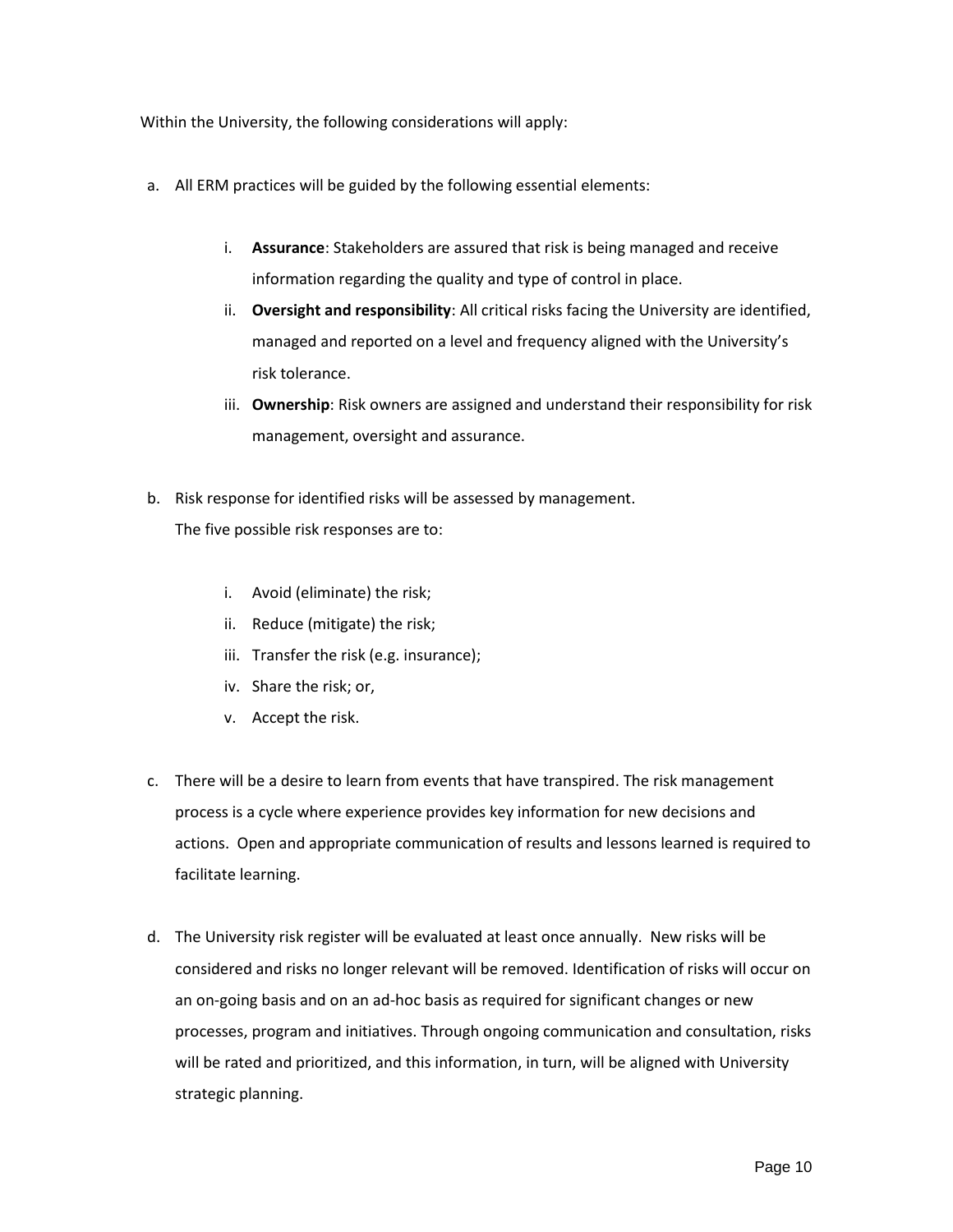Within the University, the following considerations will apply:

a. All ERM practices will be guided by the following essential elements:

   i. **Assurance**: Stakeholders are assured that risk is being managed and receive information regarding the quality and type of control in place.
   ii. **Oversight and responsibility**: All critical risks facing the University are identified, managed and reported on a level and frequency aligned with the University's risk tolerance.
   iii. **Ownership**: Risk owners are assigned and understand their responsibility for risk management, oversight and assurance.

b. Risk response for identified risks will be assessed by management.
   The five possible risk responses are to:

   i. Avoid (eliminate) the risk;
   ii. Reduce (mitigate) the risk;
   iii. Transfer the risk (e.g. insurance);
   iv. Share the risk; or,
   v. Accept the risk.

c. There will be a desire to learn from events that have transpired. The risk management process is a cycle where experience provides key information for new decisions and actions. Open and appropriate communication of results and lessons learned is required to facilitate learning.

d. The University risk register will be evaluated at least once annually. New risks will be considered and risks no longer relevant will be removed. Identification of risks will occur on an on-going basis and on an ad-hoc basis as required for significant changes or new processes, program and initiatives. Through ongoing communication and consultation, risks will be rated and prioritized, and this information, in turn, will be aligned with University strategic planning.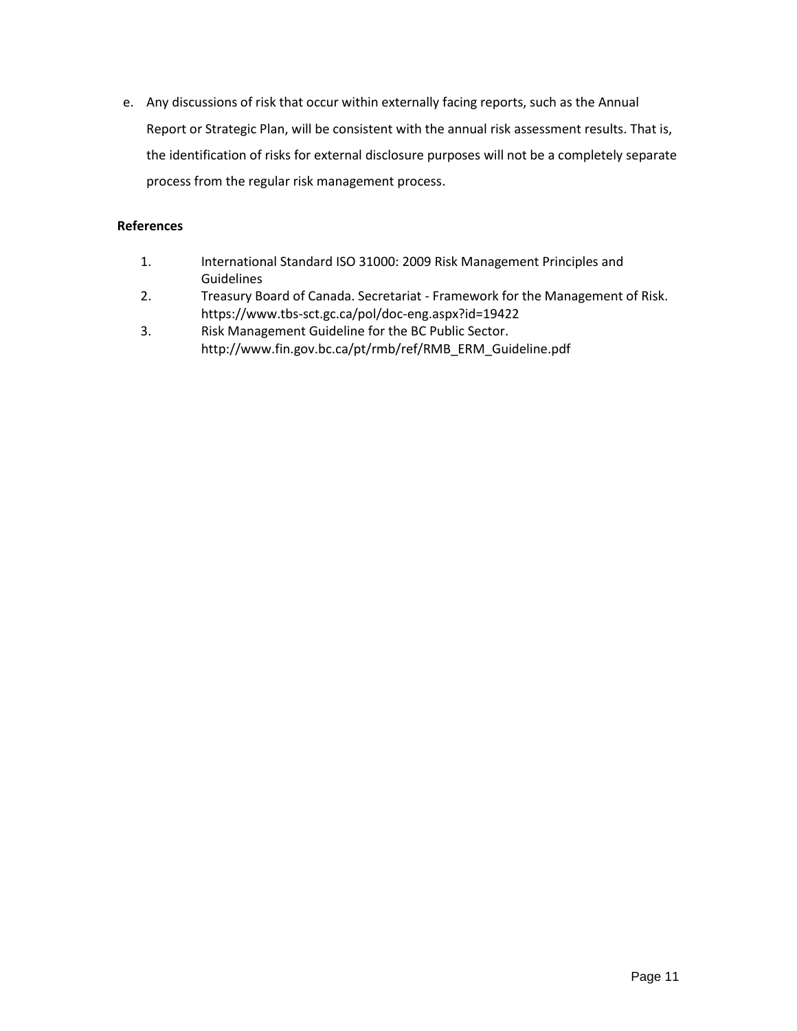e. Any discussions of risk that occur within externally facing reports, such as the Annual Report or Strategic Plan, will be consistent with the annual risk assessment results. That is, the identification of risks for external disclosure purposes will not be a completely separate process from the regular risk management process.

**References**

1. International Standard ISO 31000: 2009 Risk Management Principles and Guidelines
2. Treasury Board of Canada. Secretariat - Framework for the Management of Risk. https://www.tbs-sct.gc.ca/pol/doc-eng.aspx?id=19422
3. Risk Management Guideline for the BC Public Sector. http://www.fin.gov.bc.ca/pt/rmb/ref/RMB_ERM_Guideline.pdf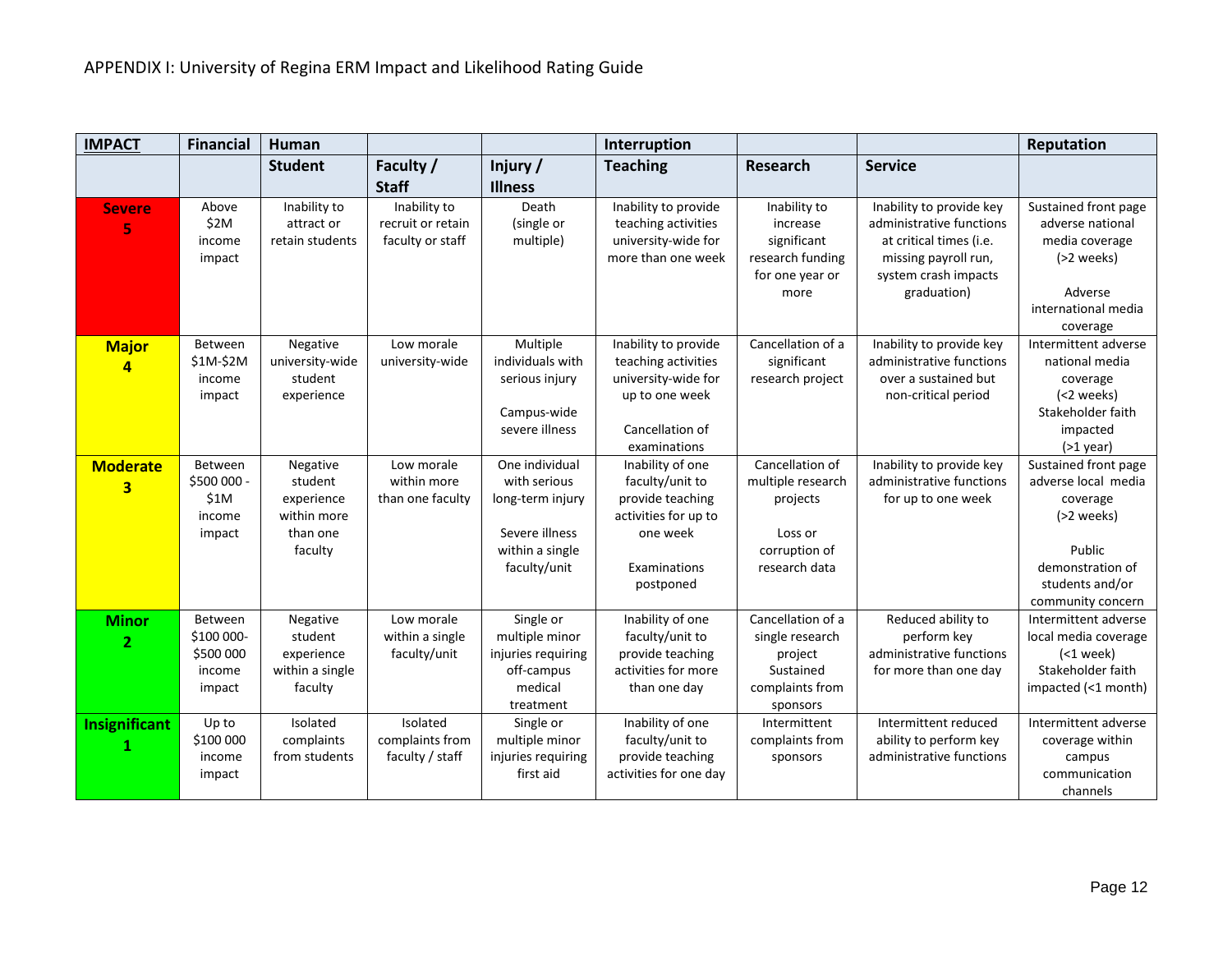APPENDIX I: University of Regina ERM Impact and Likelihood Rating Guide

| **IMPACT** | **Financial** | **Human** | | | **Interruption** | | | **Reputation** |
|---|---|---|---|---|---|---|---|---|
| | | **Student** | **Faculty / Staff** | **Injury / Illness** | **Teaching** | **Research** | **Service** | |
| **Severe 5** | Above $2M income impact | Inability to attract or retain students | Inability to recruit or retain faculty or staff | Death (single or multiple) | Inability to provide teaching activities university-wide for more than one week | Inability to increase significant research funding for one year or more | Inability to provide key administrative functions at critical times (i.e. missing payroll run, system crash impacts graduation) | Sustained front page adverse national media coverage (>2 weeks) Adverse international media coverage |
| **Major 4** | Between $1M-$2M income impact | Negative university-wide student experience | Low morale university-wide | Multiple individuals with serious injury Campus-wide severe illness | Inability to provide teaching activities university-wide for up to one week Cancellation of examinations | Cancellation of a significant research project | Inability to provide key administrative functions over a sustained but non-critical period | Intermittent adverse national media coverage (<2 weeks) Stakeholder faith impacted (>1 year) |
| **Moderate 3** | Between $500 000 - $1M income impact | Negative student experience within more than one faculty | Low morale within more than one faculty | One individual with serious long-term injury Severe illness within a single faculty/unit | Inability of one faculty/unit to provide teaching activities for up to one week Examinations postponed | Cancellation of multiple research projects Loss or corruption of research data | Inability to provide key administrative functions for up to one week | Sustained front page adverse local media coverage (>2 weeks) Public demonstration of students and/or community concern |
| **Minor 2** | Between $100 000-$500 000 income impact | Negative student experience within a single faculty | Low morale within a single faculty/unit | Single or multiple minor injuries requiring off-campus medical treatment | Inability of one faculty/unit to provide teaching activities for more than one day | Cancellation of a single research project Sustained complaints from sponsors | Reduced ability to perform key administrative functions for more than one day | Intermittent adverse local media coverage (<1 week) Stakeholder faith impacted (<1 month) |
| **Insignificant 1** | Up to $100 000 income impact | Isolated complaints from students | Isolated complaints from faculty / staff | Single or multiple minor injuries requiring first aid | Inability of one faculty/unit to provide teaching activities for one day | Intermittent complaints from sponsors | Intermittent reduced ability to perform key administrative functions | Intermittent adverse coverage within campus communication channels |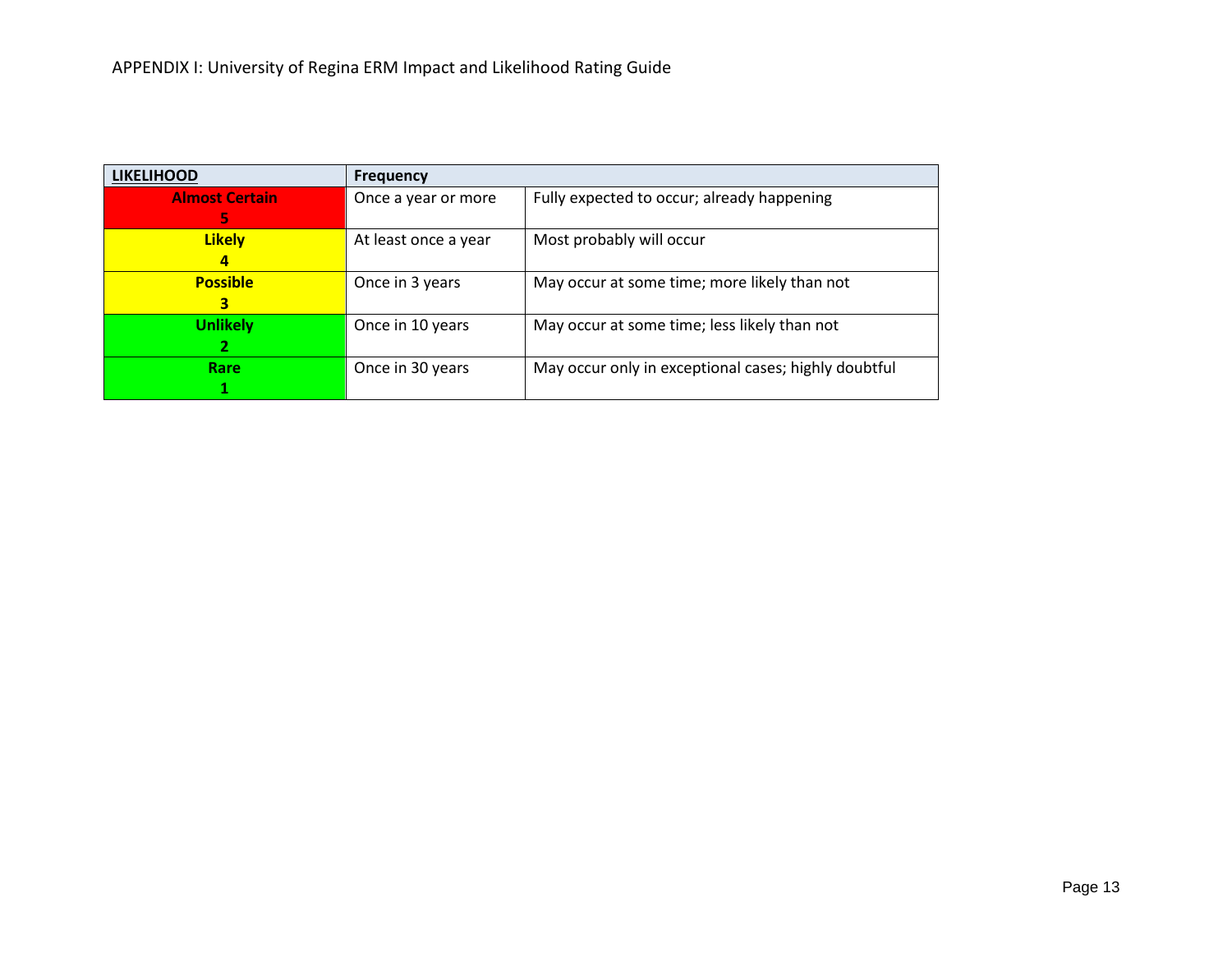APPENDIX I: University of Regina ERM Impact and Likelihood Rating Guide

| **LIKELIHOOD** | **Frequency** | |
|---|---|---|
| **Almost Certain 5** | Once a year or more | Fully expected to occur; already happening |
| **Likely 4** | At least once a year | Most probably will occur |
| **Possible 3** | Once in 3 years | May occur at some time; more likely than not |
| **Unlikely 2** | Once in 10 years | May occur at some time; less likely than not |
| **Rare 1** | Once in 30 years | May occur only in exceptional cases; highly doubtful |